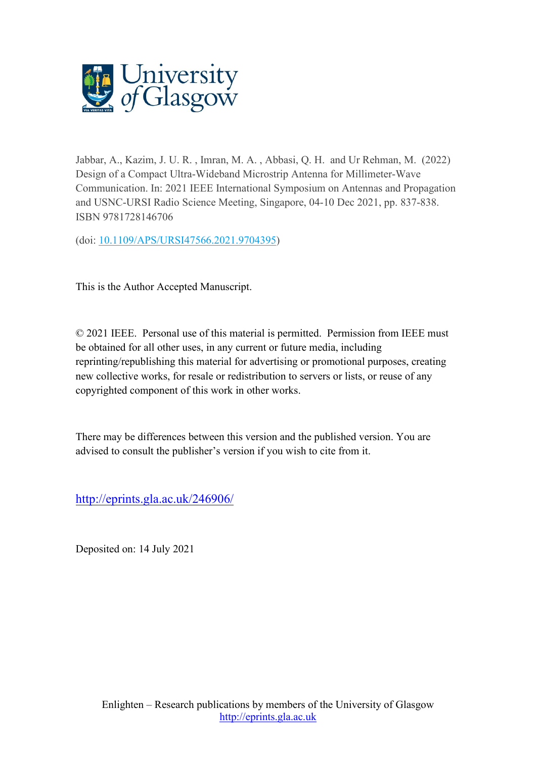University of Glasgow

Jabbar, A., Kazim, J. U. R. , Imran, M. A. , Abbasi, Q. H. and Ur Rehman, M. (2022) Design of a Compact Ultra-Wideband Microstrip Antenna for Millimeter-Wave Communication. In: 2021 IEEE International Symposium on Antennas and Propagation and USNC-URSI Radio Science Meeting, Singapore, 04-10 Dec 2021, pp. 837-838. ISBN 9781728146706

(doi: [10.1109/APS/URSI47566.2021.9704395](https://doi.org/10.1109/APS/URSI47566.2021.9704395))

This is the Author Accepted Manuscript.

© 2021 IEEE. Personal use of this material is permitted. Permission from IEEE must be obtained for all other uses, in any current or future media, including reprinting/republishing this material for advertising or promotional purposes, creating new collective works, for resale or redistribution to servers or lists, or reuse of any copyrighted component of this work in other works.

There may be differences between this version and the published version. You are advised to consult the publisher's version if you wish to cite from it.

http://eprints.gla.ac.uk/246906/

Deposited on: 14 July 2021

Enlighten – Research publications by members of the University of Glasgow
http://eprints.gla.ac.uk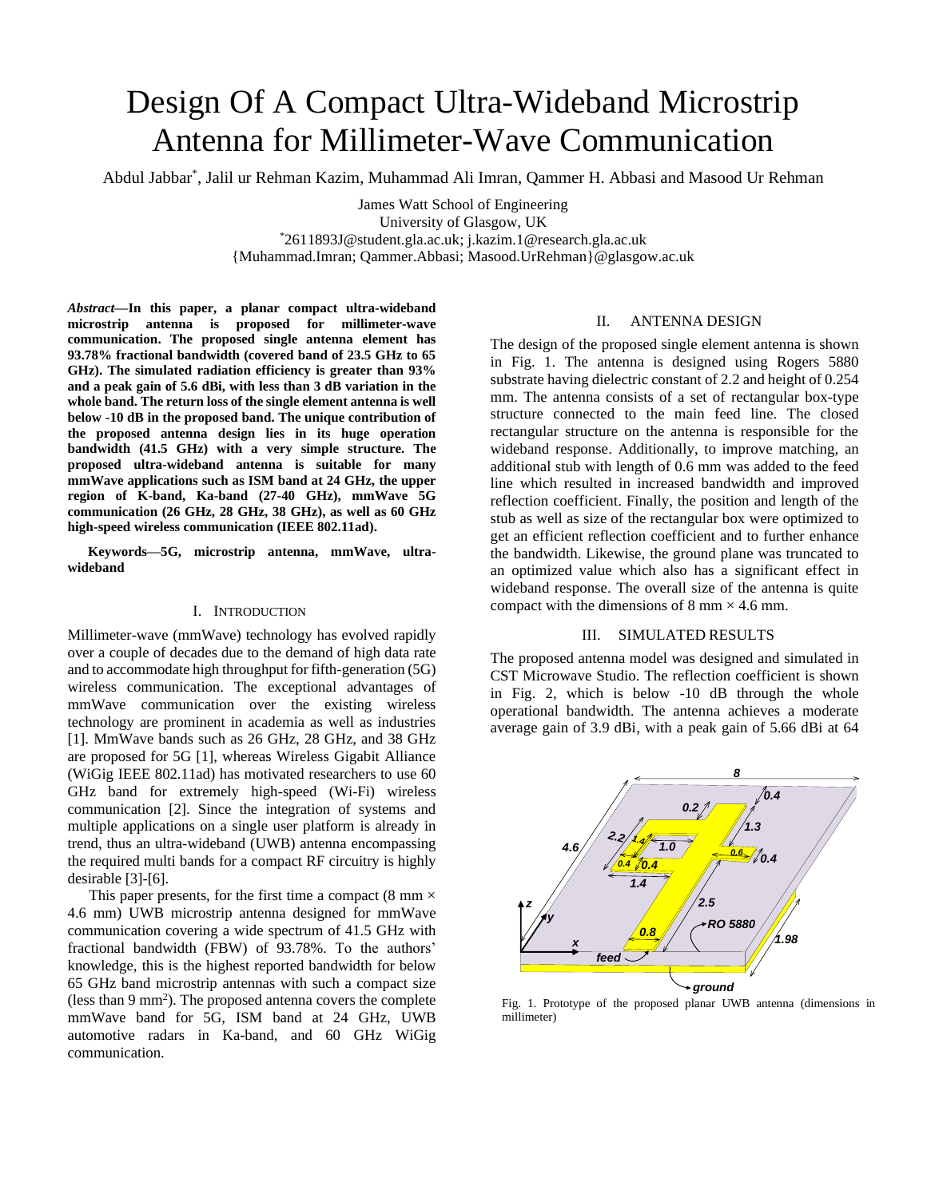# Design Of A Compact Ultra-Wideband Microstrip Antenna for Millimeter-Wave Communication

Abdul Jabbar*, Jalil ur Rehman Kazim, Muhammad Ali Imran, Qammer H. Abbasi and Masood Ur Rehman

James Watt School of Engineering
University of Glasgow, UK
*2611893J@student.gla.ac.uk; j.kazim.1@research.gla.ac.uk
{Muhammad.Imran; Qammer.Abbasi; Masood.UrRehman}@glasgow.ac.uk

***Abstract*—In this paper, a planar compact ultra-wideband microstrip antenna is proposed for millimeter-wave communication. The proposed single antenna element has 93.78% fractional bandwidth (covered band of 23.5 GHz to 65 GHz). The simulated radiation efficiency is greater than 93% and a peak gain of 5.6 dBi, with less than 3 dB variation in the whole band. The return loss of the single element antenna is well below -10 dB in the proposed band. The unique contribution of the proposed antenna design lies in its huge operation bandwidth (41.5 GHz) with a very simple structure. The proposed ultra-wideband antenna is suitable for many mmWave applications such as ISM band at 24 GHz, the upper region of K-band, Ka-band (27-40 GHz), mmWave 5G communication (26 GHz, 28 GHz, 38 GHz), as well as 60 GHz high-speed wireless communication (IEEE 802.11ad).**

**Keywords—5G, microstrip antenna, mmWave, ultra-wideband**

## I. Introduction

Millimeter-wave (mmWave) technology has evolved rapidly over a couple of decades due to the demand of high data rate and to accommodate high throughput for fifth-generation (5G) wireless communication. The exceptional advantages of mmWave communication over the existing wireless technology are prominent in academia as well as industries [1]. MmWave bands such as 26 GHz, 28 GHz, and 38 GHz are proposed for 5G [1], whereas Wireless Gigabit Alliance (WiGig IEEE 802.11ad) has motivated researchers to use 60 GHz band for extremely high-speed (Wi-Fi) wireless communication [2]. Since the integration of systems and multiple applications on a single user platform is already in trend, thus an ultra-wideband (UWB) antenna encompassing the required multi bands for a compact RF circuitry is highly desirable [3]-[6].

This paper presents, for the first time a compact (8 mm × 4.6 mm) UWB microstrip antenna designed for mmWave communication covering a wide spectrum of 41.5 GHz with fractional bandwidth (FBW) of 93.78%. To the authors' knowledge, this is the highest reported bandwidth for below 65 GHz band microstrip antennas with such a compact size (less than 9 mm$^2$). The proposed antenna covers the complete mmWave band for 5G, ISM band at 24 GHz, UWB automotive radars in Ka-band, and 60 GHz WiGig communication.

## II. Antenna Design

The design of the proposed single element antenna is shown in Fig. 1. The antenna is designed using Rogers 5880 substrate having dielectric constant of 2.2 and height of 0.254 mm. The antenna consists of a set of rectangular box-type structure connected to the main feed line. The closed rectangular structure on the antenna is responsible for the wideband response. Additionally, to improve matching, an additional stub with length of 0.6 mm was added to the feed line which resulted in increased bandwidth and improved reflection coefficient. Finally, the position and length of the stub as well as size of the rectangular box were optimized to get an efficient reflection coefficient and to further enhance the bandwidth. Likewise, the ground plane was truncated to an optimized value which also has a significant effect in wideband response. The overall size of the antenna is quite compact with the dimensions of 8 mm × 4.6 mm.

## III. Simulated Results

The proposed antenna model was designed and simulated in CST Microwave Studio. The reflection coefficient is shown in Fig. 2, which is below -10 dB through the whole operational bandwidth. The antenna achieves a moderate average gain of 3.9 dBi, with a peak gain of 5.66 dBi at 64

Fig. 1. Prototype of the proposed planar UWB antenna (dimensions in millimeter)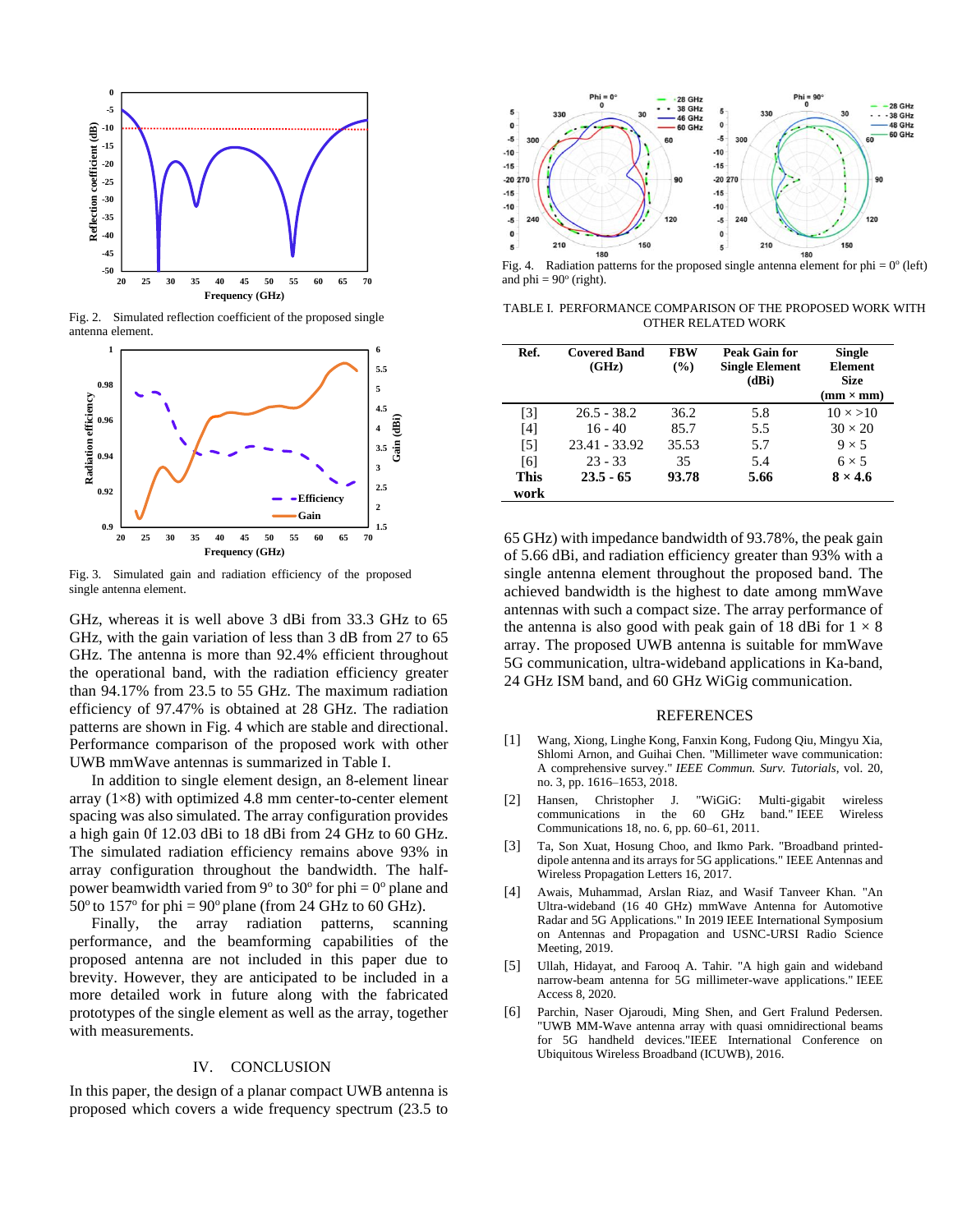0
-5
-10
-15
-20
-25
-30
-35
-40
-45
-50
Reflection coefficient (dB)
20 25 30 35 40 45 50 55 60 65 70
Frequency (GHz)

Fig. 2. Simulated reflection coefficient of the proposed single antenna element.

1
0.98
0.96
0.94
0.92
0.9
Radiation efficiency
6
5.5
5
4.5
4
3.5
3
2.5
2
1.5
Gain (dBi)
Efficiency
Gain
20 25 30 35 40 45 50 55 60 65 70
Frequency (GHz)

Fig. 3. Simulated gain and radiation efficiency of the proposed single antenna element.

GHz, whereas it is well above 3 dBi from 33.3 GHz to 65 GHz, with the gain variation of less than 3 dB from 27 to 65 GHz. The antenna is more than 92.4% efficient throughout the operational band, with the radiation efficiency greater than 94.17% from 23.5 to 55 GHz. The maximum radiation efficiency of 97.47% is obtained at 28 GHz. The radiation patterns are shown in Fig. 4 which are stable and directional. Performance comparison of the proposed work with other UWB mmWave antennas is summarized in Table I.

In addition to single element design, an 8-element linear array (1×8) with optimized 4.8 mm center-to-center element spacing was also simulated. The array configuration provides a high gain 0f 12.03 dBi to 18 dBi from 24 GHz to 60 GHz. The simulated radiation efficiency remains above 93% in array configuration throughout the bandwidth. The half-power beamwidth varied from 9° to 30° for phi = 0° plane and 50° to 157° for phi = 90° plane (from 24 GHz to 60 GHz).

Finally, the array radiation patterns, scanning performance, and the beamforming capabilities of the proposed antenna are not included in this paper due to brevity. However, they are anticipated to be included in a more detailed work in future along with the fabricated prototypes of the single element as well as the array, together with measurements.

## IV. CONCLUSION

In this paper, the design of a planar compact UWB antenna is proposed which covers a wide frequency spectrum (23.5 to 65 GHz) with impedance bandwidth of 93.78%, the peak gain of 5.66 dBi, and radiation efficiency greater than 93% with a single antenna element throughout the proposed band. The achieved bandwidth is the highest to date among mmWave antennas with such a compact size. The array performance of the antenna is also good with peak gain of 18 dBi for 1 × 8 array. The proposed UWB antenna is suitable for mmWave 5G communication, ultra-wideband applications in Ka-band, 24 GHz ISM band, and 60 GHz WiGig communication.

Phi = 0°
Phi = 90°
28 GHz
38 GHz
46 GHz
60 GHz
48 GHz
0
30
60
90
120
150
180
210
240
270
300
330
5
0
-5
-10
-15
-20

Fig. 4. Radiation patterns for the proposed single antenna element for phi = 0° (left) and phi = 90° (right).

TABLE I. PERFORMANCE COMPARISON OF THE PROPOSED WORK WITH OTHER RELATED WORK

| Ref. | Covered Band (GHz) | FBW (%) | Peak Gain for Single Element (dBi) | Single Element Size (mm × mm) |
|---|---|---|---|---|
| [3] | 26.5 - 38.2 | 36.2 | 5.8 | 10 × >10 |
| [4] | 16 - 40 | 85.7 | 5.5 | 30 × 20 |
| [5] | 23.41 - 33.92 | 35.53 | 5.7 | 9 × 5 |
| [6] | 23 - 33 | 35 | 5.4 | 6 × 5 |
| **This work** | **23.5 - 65** | **93.78** | **5.66** | **8 × 4.6** |

## REFERENCES

[1] Wang, Xiong, Linghe Kong, Fanxin Kong, Fudong Qiu, Mingyu Xia, Shlomi Arnon, and Guihai Chen. "Millimeter wave communication: A comprehensive survey." *IEEE Commun. Surv. Tutorials*, vol. 20, no. 3, pp. 1616–1653, 2018.

[2] Hansen, Christopher J. "WiGiG: Multi-gigabit wireless communications in the 60 GHz band." IEEE Wireless Communications 18, no. 6, pp. 60–61, 2011.

[3] Ta, Son Xuat, Hosung Choo, and Ikmo Park. "Broadband printed-dipole antenna and its arrays for 5G applications." IEEE Antennas and Wireless Propagation Letters 16, 2017.

[4] Awais, Muhammad, Arslan Riaz, and Wasif Tanveer Khan. "An Ultra-wideband (16 40 GHz) mmWave Antenna for Automotive Radar and 5G Applications." In 2019 IEEE International Symposium on Antennas and Propagation and USNC-URSI Radio Science Meeting, 2019.

[5] Ullah, Hidayat, and Farooq A. Tahir. "A high gain and wideband narrow-beam antenna for 5G millimeter-wave applications." IEEE Access 8, 2020.

[6] Parchin, Naser Ojaroudi, Ming Shen, and Gert Fralund Pedersen. "UWB MM-Wave antenna array with quasi omnidirectional beams for 5G handheld devices."IEEE International Conference on Ubiquitous Wireless Broadband (ICUWB), 2016.